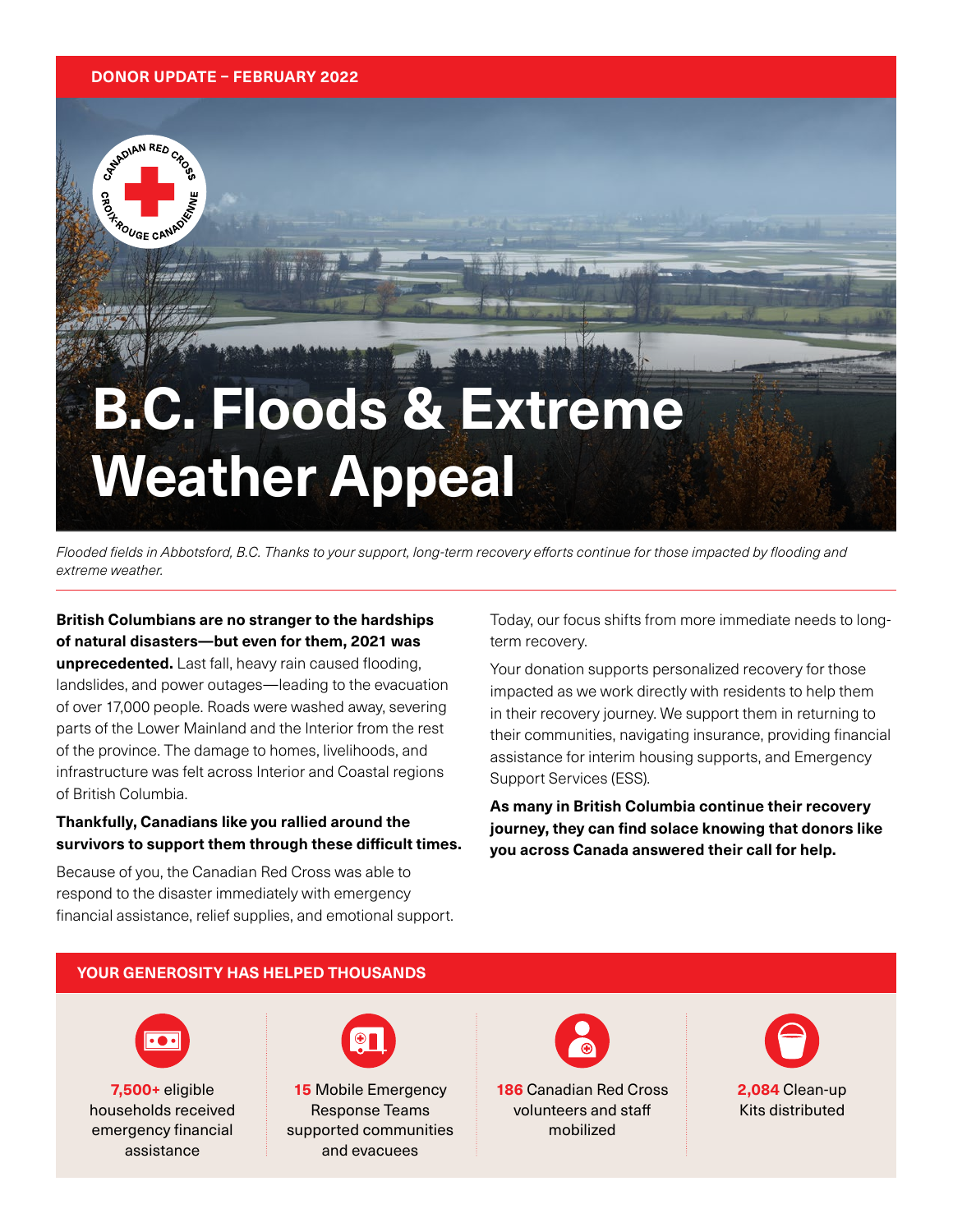DONOR UPDATE – FEBRUARY 2022

# B.C. Floods & Extreme Weather Appeal

*Flooded fields in Abbotsford, B.C. Thanks to your support, long-term recovery efforts continue for those impacted by flooding and extreme weather.*

**British Columbians are no stranger to the hardships of natural disasters—but even for them, 2021 was unprecedented.** Last fall, heavy rain caused flooding, landslides, and power outages—leading to the evacuation of over 17,000 people. Roads were washed away, severing parts of the Lower Mainland and the Interior from the rest of the province. The damage to homes, livelihoods, and infrastructure was felt across Interior and Coastal regions of British Columbia.

**Thankfully, Canadians like you rallied around the survivors to support them through these difficult times.**

Because of you, the Canadian Red Cross was able to respond to the disaster immediately with emergency financial assistance, relief supplies, and emotional support.

Today, our focus shifts from more immediate needs to long-term recovery.

Your donation supports personalized recovery for those impacted as we work directly with residents to help them in their recovery journey. We support them in returning to their communities, navigating insurance, providing financial assistance for interim housing supports, and Emergency Support Services (ESS).

**As many in British Columbia continue their recovery journey, they can find solace knowing that donors like you across Canada answered their call for help.**

## YOUR GENEROSITY HAS HELPED THOUSANDS

- **7,500+** eligible households received emergency financial assistance
- **15** Mobile Emergency Response Teams supported communities and evacuees
- **186** Canadian Red Cross volunteers and staff mobilized
- **2,084** Clean-up Kits distributed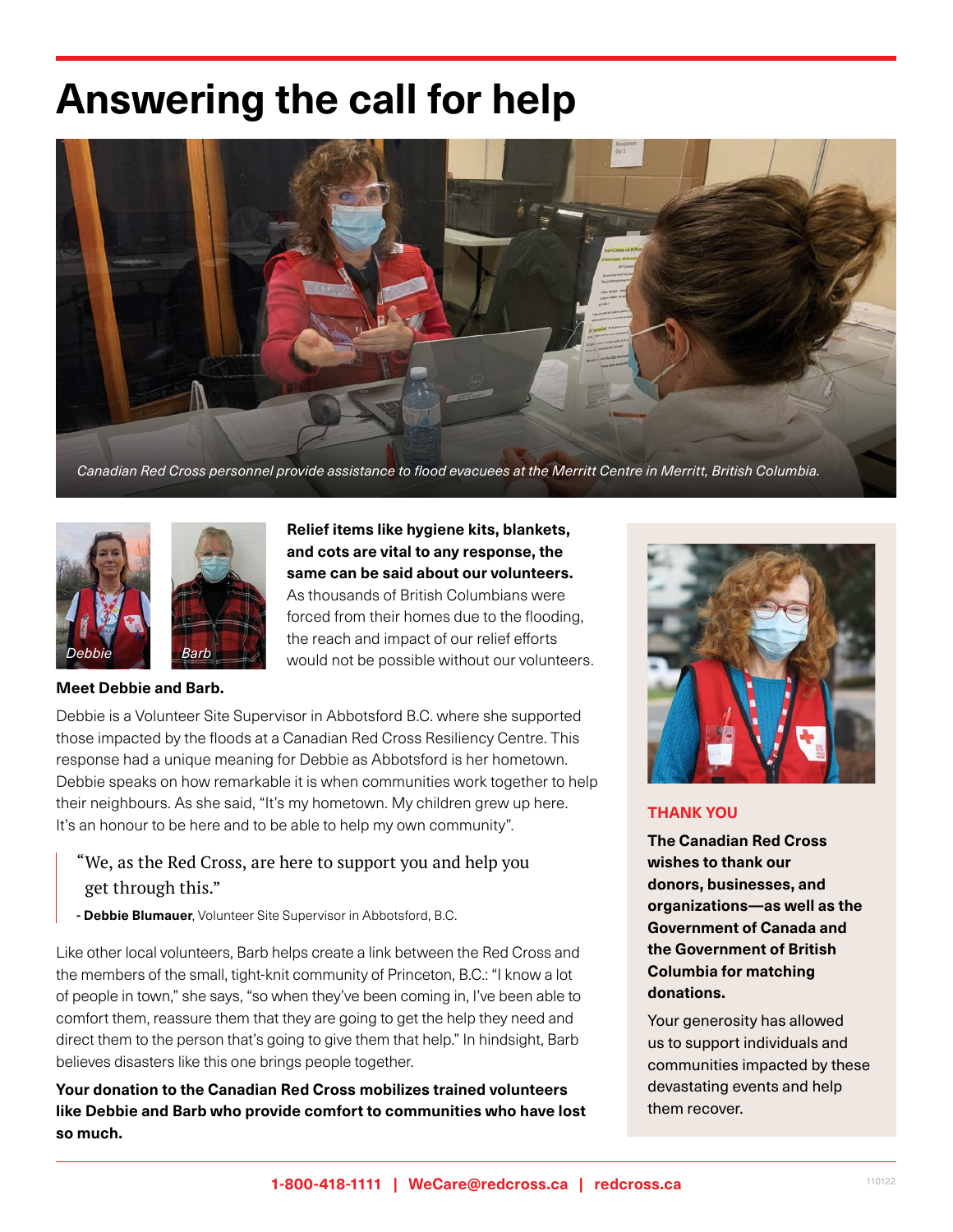# Answering the call for help

*Canadian Red Cross personnel provide assistance to flood evacuees at the Merritt Centre in Merritt, British Columbia.*

*Debbie* *Barb*

**Relief items like hygiene kits, blankets, and cots are vital to any response, the same can be said about our volunteers.** As thousands of British Columbians were forced from their homes due to the flooding, the reach and impact of our relief efforts would not be possible without our volunteers.

**Meet Debbie and Barb.**

Debbie is a Volunteer Site Supervisor in Abbotsford B.C. where she supported those impacted by the floods at a Canadian Red Cross Resiliency Centre. This response had a unique meaning for Debbie as Abbotsford is her hometown. Debbie speaks on how remarkable it is when communities work together to help their neighbours. As she said, "It's my hometown. My children grew up here. It's an honour to be here and to be able to help my own community".

> "We, as the Red Cross, are here to support you and help you get through this."
>
> **- Debbie Blumauer**, Volunteer Site Supervisor in Abbotsford, B.C.

Like other local volunteers, Barb helps create a link between the Red Cross and the members of the small, tight-knit community of Princeton, B.C.: "I know a lot of people in town," she says, "so when they've been coming in, I've been able to comfort them, reassure them that they are going to get the help they need and direct them to the person that's going to give them that help." In hindsight, Barb believes disasters like this one brings people together.

**Your donation to the Canadian Red Cross mobilizes trained volunteers like Debbie and Barb who provide comfort to communities who have lost so much.**

## THANK YOU

**The Canadian Red Cross wishes to thank our donors, businesses, and organizations—as well as the Government of Canada and the Government of British Columbia for matching donations.**

Your generosity has allowed us to support individuals and communities impacted by these devastating events and help them recover.

**1-800-418-1111 | WeCare@redcross.ca | redcross.ca**

110122